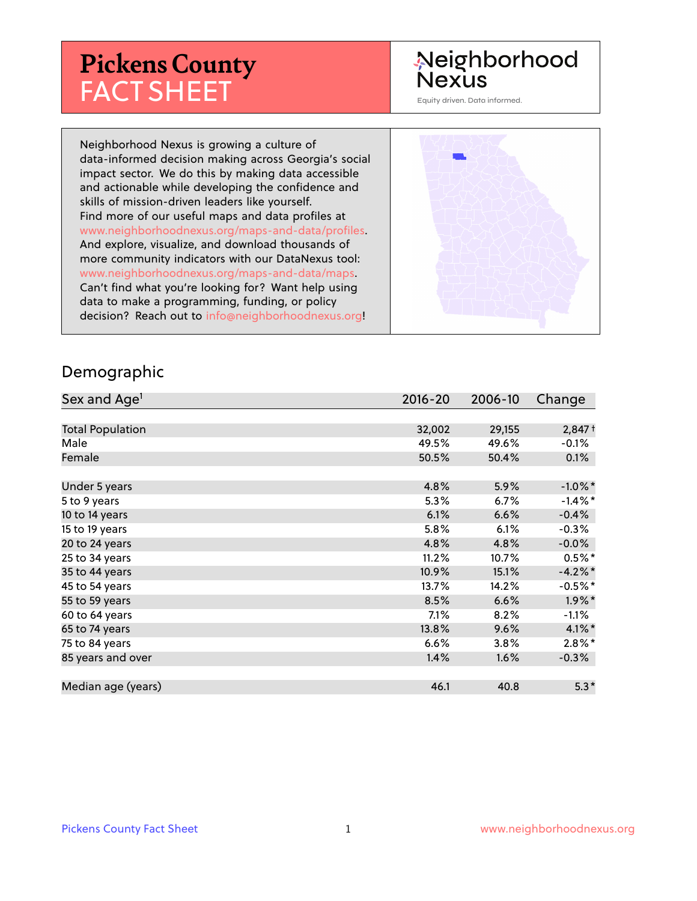# Pickens County FACT SHEET

Neighborhood Nexus

Equity driven. Data informed.

Neighborhood Nexus is growing a culture of data-informed decision making across Georgia's social impact sector. We do this by making data accessible and actionable while developing the confidence and skills of mission-driven leaders like yourself. Find more of our useful maps and data profiles at www.neighborhoodnexus.org/maps-and-data/profiles. And explore, visualize, and download thousands of more community indicators with our DataNexus tool: www.neighborhoodnexus.org/maps-and-data/maps. Can't find what you're looking for? Want help using data to make a programming, funding, or policy decision? Reach out to info@neighborhoodnexus.org!

## Demographic

| Sex and Age[1] | 2016-20 | 2006-10 | Change |
|---|---|---|---|
| Total Population | 32,002 | 29,155 | 2,847† |
| Male | 49.5% | 49.6% | -0.1% |
| Female | 50.5% | 50.4% | 0.1% |
| | | | |
| Under 5 years | 4.8% | 5.9% | -1.0%* |
| 5 to 9 years | 5.3% | 6.7% | -1.4%* |
| 10 to 14 years | 6.1% | 6.6% | -0.4% |
| 15 to 19 years | 5.8% | 6.1% | -0.3% |
| 20 to 24 years | 4.8% | 4.8% | -0.0% |
| 25 to 34 years | 11.2% | 10.7% | 0.5%* |
| 35 to 44 years | 10.9% | 15.1% | -4.2%* |
| 45 to 54 years | 13.7% | 14.2% | -0.5%* |
| 55 to 59 years | 8.5% | 6.6% | 1.9%* |
| 60 to 64 years | 7.1% | 8.2% | -1.1% |
| 65 to 74 years | 13.8% | 9.6% | 4.1%* |
| 75 to 84 years | 6.6% | 3.8% | 2.8%* |
| 85 years and over | 1.4% | 1.6% | -0.3% |
| | | | |
| Median age (years) | 46.1 | 40.8 | 5.3* |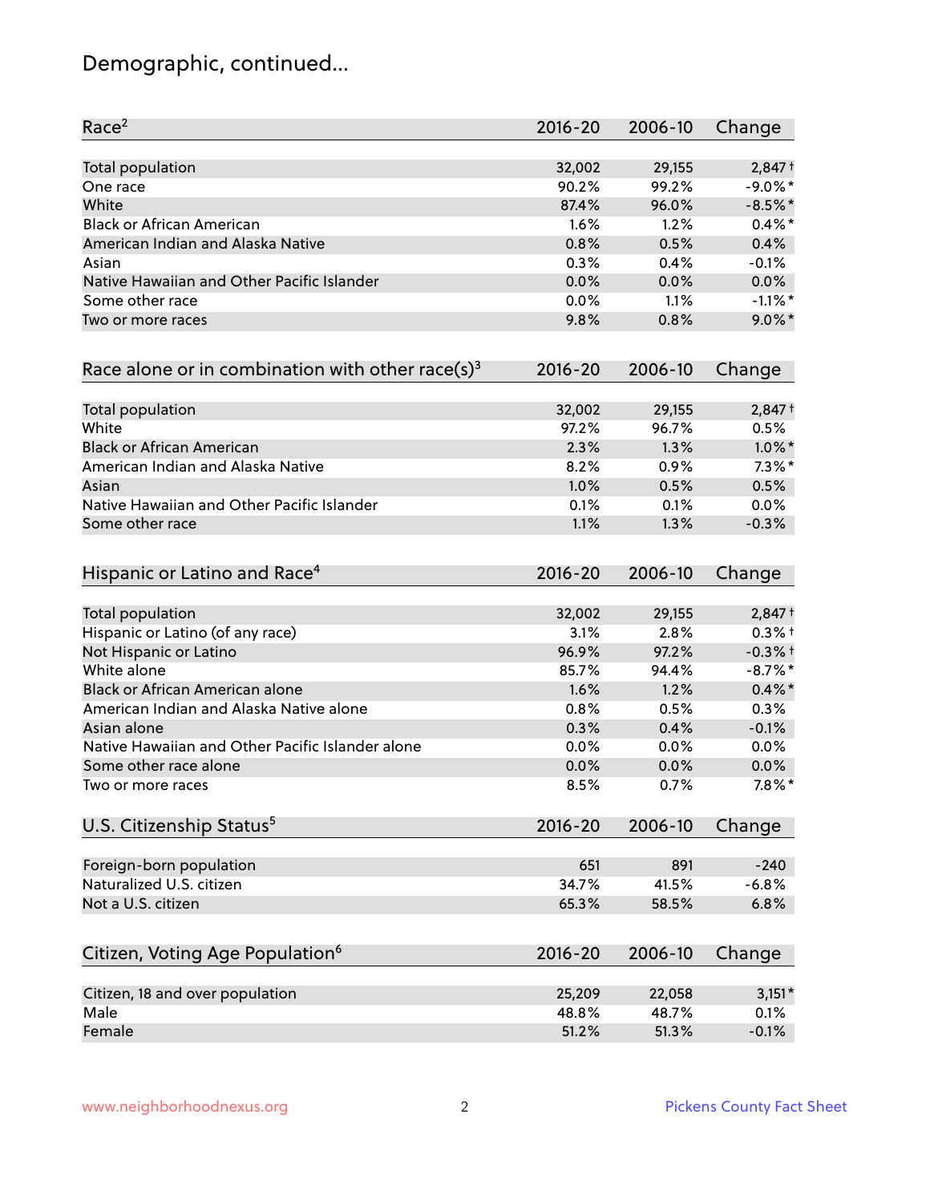# Demographic, continued...

| Race[2] | 2016-20 | 2006-10 | Change |
|---|---|---|---|
| Total population | 32,002 | 29,155 | 2,847 † |
| One race | 90.2% | 99.2% | -9.0% * |
| White | 87.4% | 96.0% | -8.5% * |
| Black or African American | 1.6% | 1.2% | 0.4% * |
| American Indian and Alaska Native | 0.8% | 0.5% | 0.4% |
| Asian | 0.3% | 0.4% | -0.1% |
| Native Hawaiian and Other Pacific Islander | 0.0% | 0.0% | 0.0% |
| Some other race | 0.0% | 1.1% | -1.1% * |
| Two or more races | 9.8% | 0.8% | 9.0% * |

| Race alone or in combination with other race(s)[3] | 2016-20 | 2006-10 | Change |
|---|---|---|---|
| Total population | 32,002 | 29,155 | 2,847 † |
| White | 97.2% | 96.7% | 0.5% |
| Black or African American | 2.3% | 1.3% | 1.0% * |
| American Indian and Alaska Native | 8.2% | 0.9% | 7.3% * |
| Asian | 1.0% | 0.5% | 0.5% |
| Native Hawaiian and Other Pacific Islander | 0.1% | 0.1% | 0.0% |
| Some other race | 1.1% | 1.3% | -0.3% |

| Hispanic or Latino and Race[4] | 2016-20 | 2006-10 | Change |
|---|---|---|---|
| Total population | 32,002 | 29,155 | 2,847 † |
| Hispanic or Latino (of any race) | 3.1% | 2.8% | 0.3% † |
| Not Hispanic or Latino | 96.9% | 97.2% | -0.3% † |
| White alone | 85.7% | 94.4% | -8.7% * |
| Black or African American alone | 1.6% | 1.2% | 0.4% * |
| American Indian and Alaska Native alone | 0.8% | 0.5% | 0.3% |
| Asian alone | 0.3% | 0.4% | -0.1% |
| Native Hawaiian and Other Pacific Islander alone | 0.0% | 0.0% | 0.0% |
| Some other race alone | 0.0% | 0.0% | 0.0% |
| Two or more races | 8.5% | 0.7% | 7.8% * |

| U.S. Citizenship Status[5] | 2016-20 | 2006-10 | Change |
|---|---|---|---|
| Foreign-born population | 651 | 891 | -240 |
| Naturalized U.S. citizen | 34.7% | 41.5% | -6.8% |
| Not a U.S. citizen | 65.3% | 58.5% | 6.8% |

| Citizen, Voting Age Population[6] | 2016-20 | 2006-10 | Change |
|---|---|---|---|
| Citizen, 18 and over population | 25,209 | 22,058 | 3,151 * |
| Male | 48.8% | 48.7% | 0.1% |
| Female | 51.2% | 51.3% | -0.1% |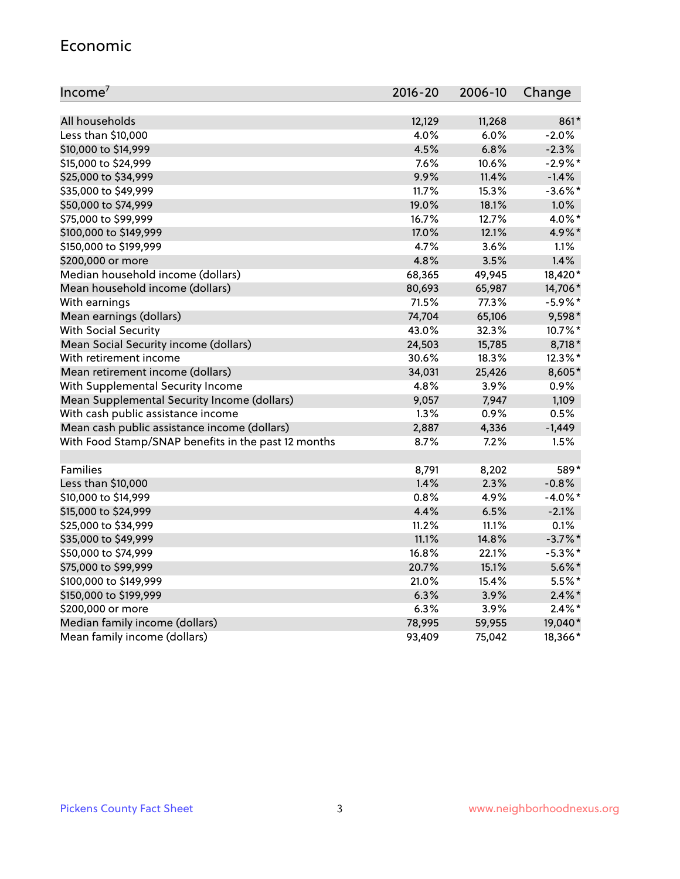## Economic

| Income[7] | 2016-20 | 2006-10 | Change |
|---|---|---|---|
| All households | 12,129 | 11,268 | 861* |
| Less than $10,000 | 4.0% | 6.0% | -2.0% |
| $10,000 to $14,999 | 4.5% | 6.8% | -2.3% |
| $15,000 to $24,999 | 7.6% | 10.6% | -2.9%* |
| $25,000 to $34,999 | 9.9% | 11.4% | -1.4% |
| $35,000 to $49,999 | 11.7% | 15.3% | -3.6%* |
| $50,000 to $74,999 | 19.0% | 18.1% | 1.0% |
| $75,000 to $99,999 | 16.7% | 12.7% | 4.0%* |
| $100,000 to $149,999 | 17.0% | 12.1% | 4.9%* |
| $150,000 to $199,999 | 4.7% | 3.6% | 1.1% |
| $200,000 or more | 4.8% | 3.5% | 1.4% |
| Median household income (dollars) | 68,365 | 49,945 | 18,420* |
| Mean household income (dollars) | 80,693 | 65,987 | 14,706* |
| With earnings | 71.5% | 77.3% | -5.9%* |
| Mean earnings (dollars) | 74,704 | 65,106 | 9,598* |
| With Social Security | 43.0% | 32.3% | 10.7%* |
| Mean Social Security income (dollars) | 24,503 | 15,785 | 8,718* |
| With retirement income | 30.6% | 18.3% | 12.3%* |
| Mean retirement income (dollars) | 34,031 | 25,426 | 8,605* |
| With Supplemental Security Income | 4.8% | 3.9% | 0.9% |
| Mean Supplemental Security Income (dollars) | 9,057 | 7,947 | 1,109 |
| With cash public assistance income | 1.3% | 0.9% | 0.5% |
| Mean cash public assistance income (dollars) | 2,887 | 4,336 | -1,449 |
| With Food Stamp/SNAP benefits in the past 12 months | 8.7% | 7.2% | 1.5% |
| | | | |
| Families | 8,791 | 8,202 | 589* |
| Less than $10,000 | 1.4% | 2.3% | -0.8% |
| $10,000 to $14,999 | 0.8% | 4.9% | -4.0%* |
| $15,000 to $24,999 | 4.4% | 6.5% | -2.1% |
| $25,000 to $34,999 | 11.2% | 11.1% | 0.1% |
| $35,000 to $49,999 | 11.1% | 14.8% | -3.7%* |
| $50,000 to $74,999 | 16.8% | 22.1% | -5.3%* |
| $75,000 to $99,999 | 20.7% | 15.1% | 5.6%* |
| $100,000 to $149,999 | 21.0% | 15.4% | 5.5%* |
| $150,000 to $199,999 | 6.3% | 3.9% | 2.4%* |
| $200,000 or more | 6.3% | 3.9% | 2.4%* |
| Median family income (dollars) | 78,995 | 59,955 | 19,040* |
| Mean family income (dollars) | 93,409 | 75,042 | 18,366* |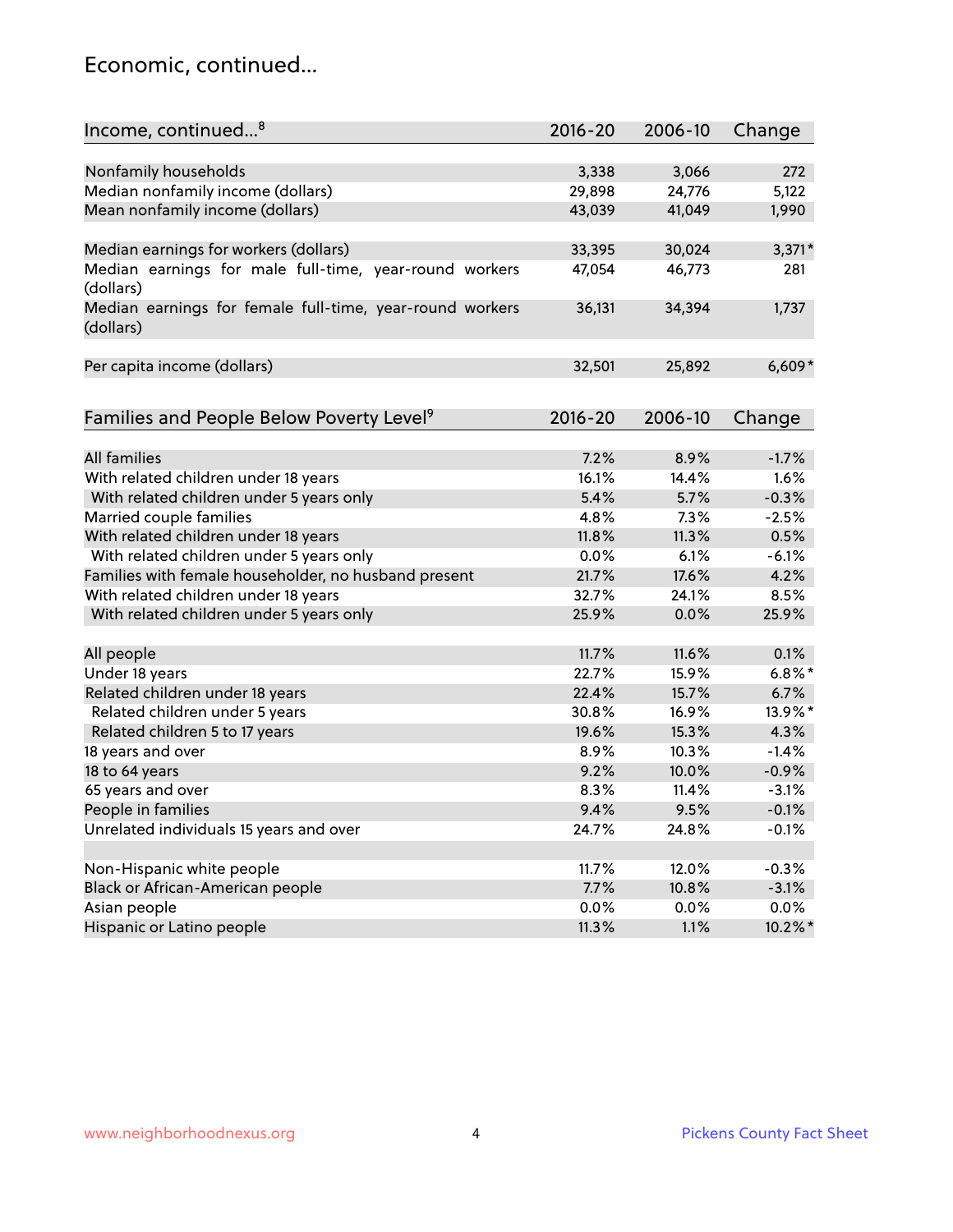## Economic, continued...

| Income, continued...[8] | 2016-20 | 2006-10 | Change |
|---|---|---|---|
| Nonfamily households | 3,338 | 3,066 | 272 |
| Median nonfamily income (dollars) | 29,898 | 24,776 | 5,122 |
| Mean nonfamily income (dollars) | 43,039 | 41,049 | 1,990 |
| | | | |
| Median earnings for workers (dollars) | 33,395 | 30,024 | 3,371* |
| Median earnings for male full-time, year-round workers (dollars) | 47,054 | 46,773 | 281 |
| Median earnings for female full-time, year-round workers (dollars) | 36,131 | 34,394 | 1,737 |
| | | | |
| Per capita income (dollars) | 32,501 | 25,892 | 6,609* |

| Families and People Below Poverty Level[9] | 2016-20 | 2006-10 | Change |
|---|---|---|---|
| All families | 7.2% | 8.9% | -1.7% |
| With related children under 18 years | 16.1% | 14.4% | 1.6% |
| With related children under 5 years only | 5.4% | 5.7% | -0.3% |
| Married couple families | 4.8% | 7.3% | -2.5% |
| With related children under 18 years | 11.8% | 11.3% | 0.5% |
| With related children under 5 years only | 0.0% | 6.1% | -6.1% |
| Families with female householder, no husband present | 21.7% | 17.6% | 4.2% |
| With related children under 18 years | 32.7% | 24.1% | 8.5% |
| With related children under 5 years only | 25.9% | 0.0% | 25.9% |
| | | | |
| All people | 11.7% | 11.6% | 0.1% |
| Under 18 years | 22.7% | 15.9% | 6.8%* |
| Related children under 18 years | 22.4% | 15.7% | 6.7% |
| Related children under 5 years | 30.8% | 16.9% | 13.9%* |
| Related children 5 to 17 years | 19.6% | 15.3% | 4.3% |
| 18 years and over | 8.9% | 10.3% | -1.4% |
| 18 to 64 years | 9.2% | 10.0% | -0.9% |
| 65 years and over | 8.3% | 11.4% | -3.1% |
| People in families | 9.4% | 9.5% | -0.1% |
| Unrelated individuals 15 years and over | 24.7% | 24.8% | -0.1% |
| | | | |
| Non-Hispanic white people | 11.7% | 12.0% | -0.3% |
| Black or African-American people | 7.7% | 10.8% | -3.1% |
| Asian people | 0.0% | 0.0% | 0.0% |
| Hispanic or Latino people | 11.3% | 1.1% | 10.2%* |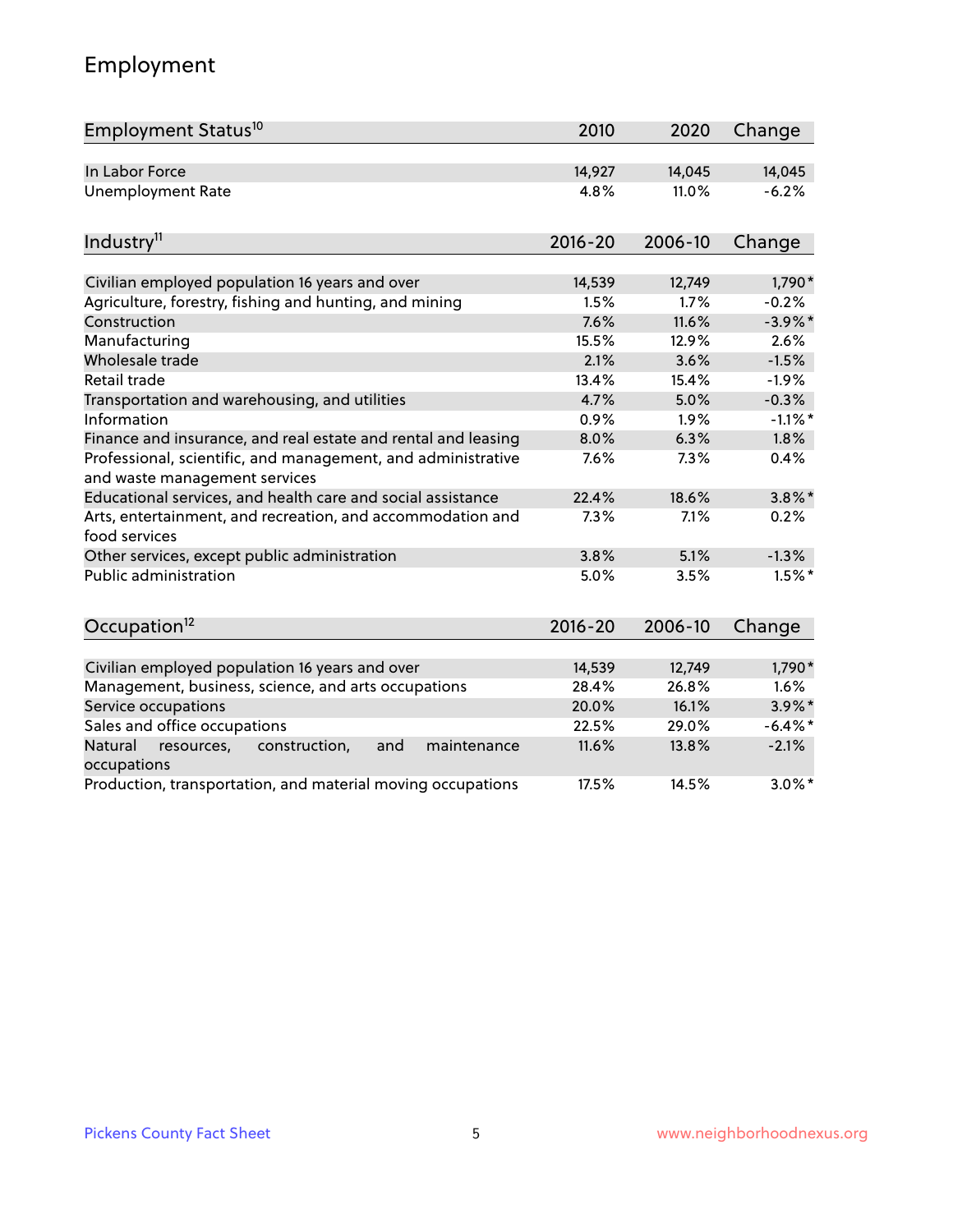# Employment

| Employment Status[10] | 2010 | 2020 | Change |
|---|---|---|---|
| In Labor Force | 14,927 | 14,045 | 14,045 |
| Unemployment Rate | 4.8% | 11.0% | -6.2% |

| Industry[11] | 2016-20 | 2006-10 | Change |
|---|---|---|---|
| Civilian employed population 16 years and over | 14,539 | 12,749 | 1,790* |
| Agriculture, forestry, fishing and hunting, and mining | 1.5% | 1.7% | -0.2% |
| Construction | 7.6% | 11.6% | -3.9%* |
| Manufacturing | 15.5% | 12.9% | 2.6% |
| Wholesale trade | 2.1% | 3.6% | -1.5% |
| Retail trade | 13.4% | 15.4% | -1.9% |
| Transportation and warehousing, and utilities | 4.7% | 5.0% | -0.3% |
| Information | 0.9% | 1.9% | -1.1%* |
| Finance and insurance, and real estate and rental and leasing | 8.0% | 6.3% | 1.8% |
| Professional, scientific, and management, and administrative and waste management services | 7.6% | 7.3% | 0.4% |
| Educational services, and health care and social assistance | 22.4% | 18.6% | 3.8%* |
| Arts, entertainment, and recreation, and accommodation and food services | 7.3% | 7.1% | 0.2% |
| Other services, except public administration | 3.8% | 5.1% | -1.3% |
| Public administration | 5.0% | 3.5% | 1.5%* |

| Occupation[12] | 2016-20 | 2006-10 | Change |
|---|---|---|---|
| Civilian employed population 16 years and over | 14,539 | 12,749 | 1,790* |
| Management, business, science, and arts occupations | 28.4% | 26.8% | 1.6% |
| Service occupations | 20.0% | 16.1% | 3.9%* |
| Sales and office occupations | 22.5% | 29.0% | -6.4%* |
| Natural resources, construction, and maintenance occupations | 11.6% | 13.8% | -2.1% |
| Production, transportation, and material moving occupations | 17.5% | 14.5% | 3.0%* |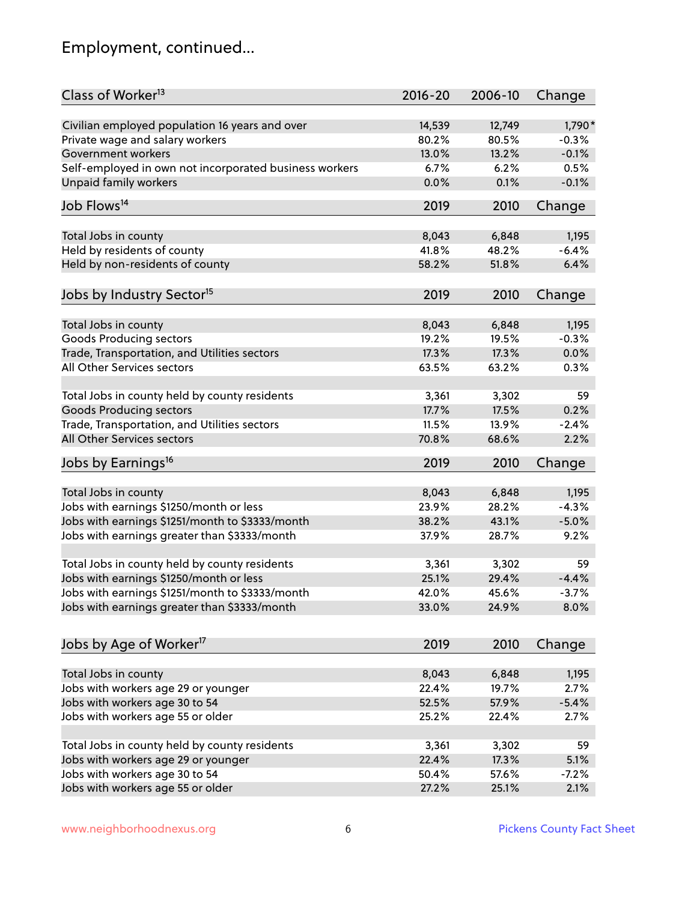## Employment, continued...

| Class of Worker[13] | 2016-20 | 2006-10 | Change |
|---|---|---|---|
| Civilian employed population 16 years and over | 14,539 | 12,749 | 1,790* |
| Private wage and salary workers | 80.2% | 80.5% | -0.3% |
| Government workers | 13.0% | 13.2% | -0.1% |
| Self-employed in own not incorporated business workers | 6.7% | 6.2% | 0.5% |
| Unpaid family workers | 0.0% | 0.1% | -0.1% |

| Job Flows[14] | 2019 | 2010 | Change |
|---|---|---|---|
| Total Jobs in county | 8,043 | 6,848 | 1,195 |
| Held by residents of county | 41.8% | 48.2% | -6.4% |
| Held by non-residents of county | 58.2% | 51.8% | 6.4% |

| Jobs by Industry Sector[15] | 2019 | 2010 | Change |
|---|---|---|---|
| Total Jobs in county | 8,043 | 6,848 | 1,195 |
| Goods Producing sectors | 19.2% | 19.5% | -0.3% |
| Trade, Transportation, and Utilities sectors | 17.3% | 17.3% | 0.0% |
| All Other Services sectors | 63.5% | 63.2% | 0.3% |
| | | | |
| Total Jobs in county held by county residents | 3,361 | 3,302 | 59 |
| Goods Producing sectors | 17.7% | 17.5% | 0.2% |
| Trade, Transportation, and Utilities sectors | 11.5% | 13.9% | -2.4% |
| All Other Services sectors | 70.8% | 68.6% | 2.2% |

| Jobs by Earnings[16] | 2019 | 2010 | Change |
|---|---|---|---|
| Total Jobs in county | 8,043 | 6,848 | 1,195 |
| Jobs with earnings \$1250/month or less | 23.9% | 28.2% | -4.3% |
| Jobs with earnings \$1251/month to \$3333/month | 38.2% | 43.1% | -5.0% |
| Jobs with earnings greater than \$3333/month | 37.9% | 28.7% | 9.2% |
| | | | |
| Total Jobs in county held by county residents | 3,361 | 3,302 | 59 |
| Jobs with earnings \$1250/month or less | 25.1% | 29.4% | -4.4% |
| Jobs with earnings \$1251/month to \$3333/month | 42.0% | 45.6% | -3.7% |
| Jobs with earnings greater than \$3333/month | 33.0% | 24.9% | 8.0% |

| Jobs by Age of Worker[17] | 2019 | 2010 | Change |
|---|---|---|---|
| Total Jobs in county | 8,043 | 6,848 | 1,195 |
| Jobs with workers age 29 or younger | 22.4% | 19.7% | 2.7% |
| Jobs with workers age 30 to 54 | 52.5% | 57.9% | -5.4% |
| Jobs with workers age 55 or older | 25.2% | 22.4% | 2.7% |
| | | | |
| Total Jobs in county held by county residents | 3,361 | 3,302 | 59 |
| Jobs with workers age 29 or younger | 22.4% | 17.3% | 5.1% |
| Jobs with workers age 30 to 54 | 50.4% | 57.6% | -7.2% |
| Jobs with workers age 55 or older | 27.2% | 25.1% | 2.1% |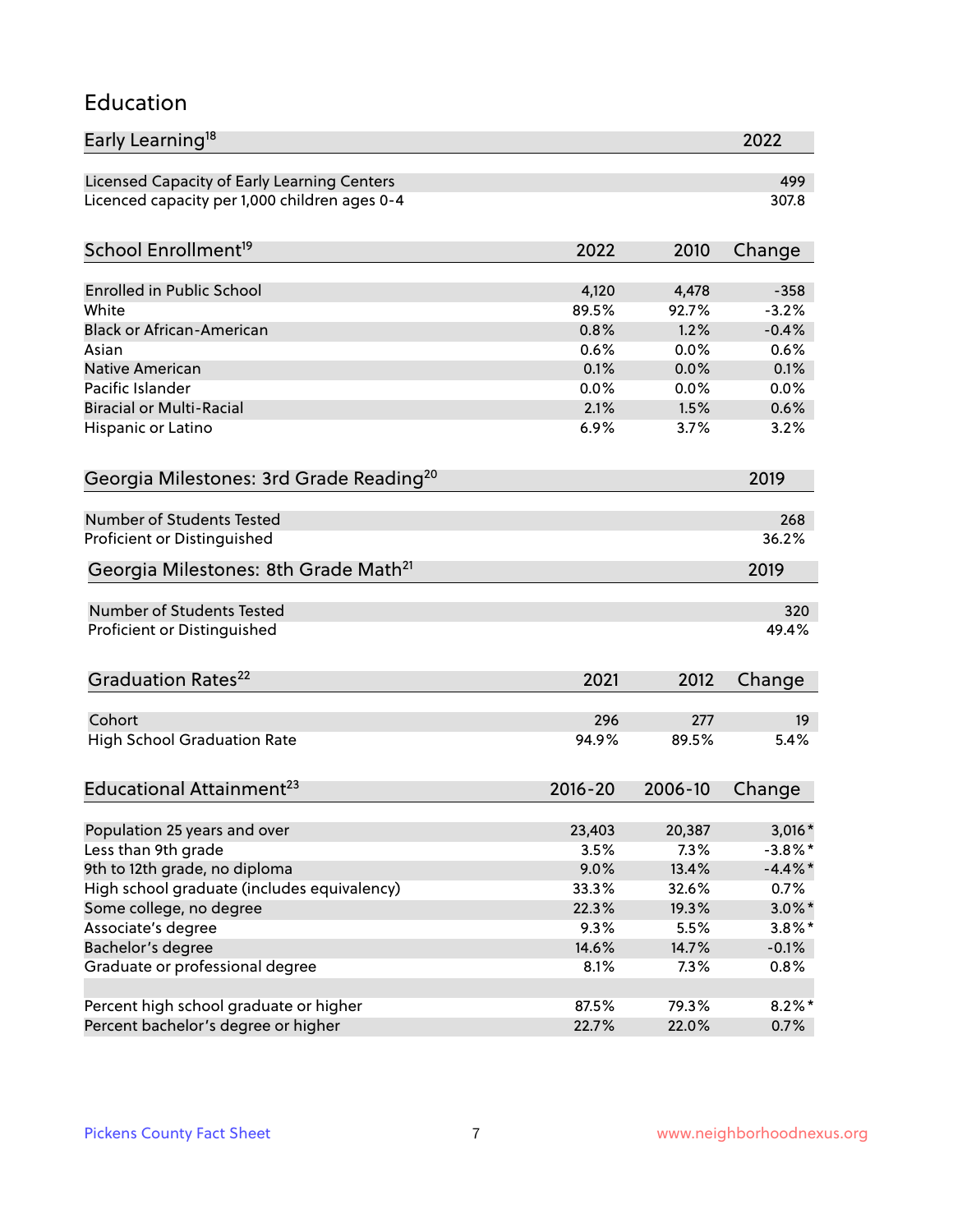## Education

| Early Learning[18] | 2022 |
|---|---|
| Licensed Capacity of Early Learning Centers | 499 |
| Licenced capacity per 1,000 children ages 0-4 | 307.8 |

| School Enrollment[19] | 2022 | 2010 | Change |
|---|---|---|---|
| Enrolled in Public School | 4,120 | 4,478 | -358 |
| White | 89.5% | 92.7% | -3.2% |
| Black or African-American | 0.8% | 1.2% | -0.4% |
| Asian | 0.6% | 0.0% | 0.6% |
| Native American | 0.1% | 0.0% | 0.1% |
| Pacific Islander | 0.0% | 0.0% | 0.0% |
| Biracial or Multi-Racial | 2.1% | 1.5% | 0.6% |
| Hispanic or Latino | 6.9% | 3.7% | 3.2% |

| Georgia Milestones: 3rd Grade Reading[20] | 2019 |
|---|---|
| Number of Students Tested | 268 |
| Proficient or Distinguished | 36.2% |

| Georgia Milestones: 8th Grade Math[21] | 2019 |
|---|---|
| Number of Students Tested | 320 |
| Proficient or Distinguished | 49.4% |

| Graduation Rates[22] | 2021 | 2012 | Change |
|---|---|---|---|
| Cohort | 296 | 277 | 19 |
| High School Graduation Rate | 94.9% | 89.5% | 5.4% |

| Educational Attainment[23] | 2016-20 | 2006-10 | Change |
|---|---|---|---|
| Population 25 years and over | 23,403 | 20,387 | 3,016* |
| Less than 9th grade | 3.5% | 7.3% | -3.8%* |
| 9th to 12th grade, no diploma | 9.0% | 13.4% | -4.4%* |
| High school graduate (includes equivalency) | 33.3% | 32.6% | 0.7% |
| Some college, no degree | 22.3% | 19.3% | 3.0%* |
| Associate's degree | 9.3% | 5.5% | 3.8%* |
| Bachelor's degree | 14.6% | 14.7% | -0.1% |
| Graduate or professional degree | 8.1% | 7.3% | 0.8% |
| | | | |
| Percent high school graduate or higher | 87.5% | 79.3% | 8.2%* |
| Percent bachelor's degree or higher | 22.7% | 22.0% | 0.7% |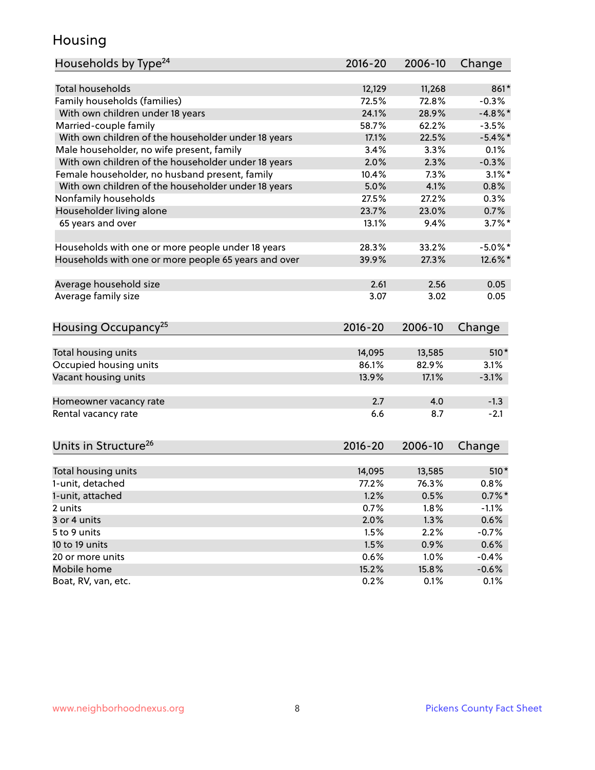## Housing

| Households by Type[24] | 2016-20 | 2006-10 | Change |
|---|---|---|---|
| Total households | 12,129 | 11,268 | 861* |
| Family households (families) | 72.5% | 72.8% | -0.3% |
| With own children under 18 years | 24.1% | 28.9% | -4.8%* |
| Married-couple family | 58.7% | 62.2% | -3.5% |
| With own children of the householder under 18 years | 17.1% | 22.5% | -5.4%* |
| Male householder, no wife present, family | 3.4% | 3.3% | 0.1% |
| With own children of the householder under 18 years | 2.0% | 2.3% | -0.3% |
| Female householder, no husband present, family | 10.4% | 7.3% | 3.1%* |
| With own children of the householder under 18 years | 5.0% | 4.1% | 0.8% |
| Nonfamily households | 27.5% | 27.2% | 0.3% |
| Householder living alone | 23.7% | 23.0% | 0.7% |
| 65 years and over | 13.1% | 9.4% | 3.7%* |
| | | | |
| Households with one or more people under 18 years | 28.3% | 33.2% | -5.0%* |
| Households with one or more people 65 years and over | 39.9% | 27.3% | 12.6%* |
| | | | |
| Average household size | 2.61 | 2.56 | 0.05 |
| Average family size | 3.07 | 3.02 | 0.05 |

| Housing Occupancy[25] | 2016-20 | 2006-10 | Change |
|---|---|---|---|
| Total housing units | 14,095 | 13,585 | 510* |
| Occupied housing units | 86.1% | 82.9% | 3.1% |
| Vacant housing units | 13.9% | 17.1% | -3.1% |
| | | | |
| Homeowner vacancy rate | 2.7 | 4.0 | -1.3 |
| Rental vacancy rate | 6.6 | 8.7 | -2.1 |

| Units in Structure[26] | 2016-20 | 2006-10 | Change |
|---|---|---|---|
| Total housing units | 14,095 | 13,585 | 510* |
| 1-unit, detached | 77.2% | 76.3% | 0.8% |
| 1-unit, attached | 1.2% | 0.5% | 0.7%* |
| 2 units | 0.7% | 1.8% | -1.1% |
| 3 or 4 units | 2.0% | 1.3% | 0.6% |
| 5 to 9 units | 1.5% | 2.2% | -0.7% |
| 10 to 19 units | 1.5% | 0.9% | 0.6% |
| 20 or more units | 0.6% | 1.0% | -0.4% |
| Mobile home | 15.2% | 15.8% | -0.6% |
| Boat, RV, van, etc. | 0.2% | 0.1% | 0.1% |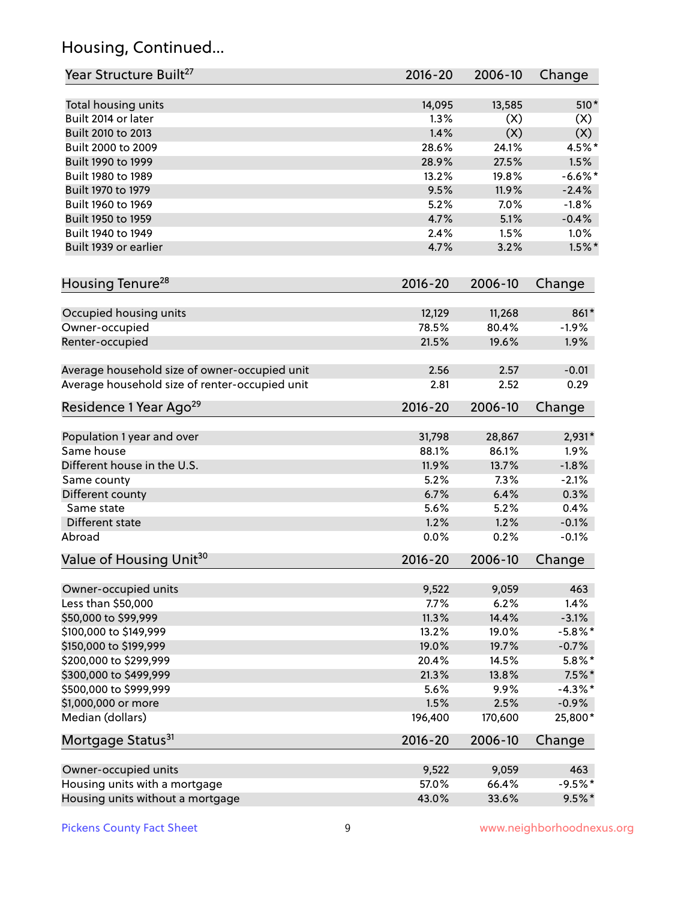## Housing, Continued...

| Year Structure Built[27] | 2016-20 | 2006-10 | Change |
|---|---|---|---|
| Total housing units | 14,095 | 13,585 | 510* |
| Built 2014 or later | 1.3% | (X) | (X) |
| Built 2010 to 2013 | 1.4% | (X) | (X) |
| Built 2000 to 2009 | 28.6% | 24.1% | 4.5%* |
| Built 1990 to 1999 | 28.9% | 27.5% | 1.5% |
| Built 1980 to 1989 | 13.2% | 19.8% | -6.6%* |
| Built 1970 to 1979 | 9.5% | 11.9% | -2.4% |
| Built 1960 to 1969 | 5.2% | 7.0% | -1.8% |
| Built 1950 to 1959 | 4.7% | 5.1% | -0.4% |
| Built 1940 to 1949 | 2.4% | 1.5% | 1.0% |
| Built 1939 or earlier | 4.7% | 3.2% | 1.5%* |

| Housing Tenure[28] | 2016-20 | 2006-10 | Change |
|---|---|---|---|
| Occupied housing units | 12,129 | 11,268 | 861* |
| Owner-occupied | 78.5% | 80.4% | -1.9% |
| Renter-occupied | 21.5% | 19.6% | 1.9% |
| Average household size of owner-occupied unit | 2.56 | 2.57 | -0.01 |
| Average household size of renter-occupied unit | 2.81 | 2.52 | 0.29 |

| Residence 1 Year Ago[29] | 2016-20 | 2006-10 | Change |
|---|---|---|---|
| Population 1 year and over | 31,798 | 28,867 | 2,931* |
| Same house | 88.1% | 86.1% | 1.9% |
| Different house in the U.S. | 11.9% | 13.7% | -1.8% |
| Same county | 5.2% | 7.3% | -2.1% |
| Different county | 6.7% | 6.4% | 0.3% |
| Same state | 5.6% | 5.2% | 0.4% |
| Different state | 1.2% | 1.2% | -0.1% |
| Abroad | 0.0% | 0.2% | -0.1% |

| Value of Housing Unit[30] | 2016-20 | 2006-10 | Change |
|---|---|---|---|
| Owner-occupied units | 9,522 | 9,059 | 463 |
| Less than $50,000 | 7.7% | 6.2% | 1.4% |
| $50,000 to $99,999 | 11.3% | 14.4% | -3.1% |
| $100,000 to $149,999 | 13.2% | 19.0% | -5.8%* |
| $150,000 to $199,999 | 19.0% | 19.7% | -0.7% |
| $200,000 to $299,999 | 20.4% | 14.5% | 5.8%* |
| $300,000 to $499,999 | 21.3% | 13.8% | 7.5%* |
| $500,000 to $999,999 | 5.6% | 9.9% | -4.3%* |
| $1,000,000 or more | 1.5% | 2.5% | -0.9% |
| Median (dollars) | 196,400 | 170,600 | 25,800* |

| Mortgage Status[31] | 2016-20 | 2006-10 | Change |
|---|---|---|---|
| Owner-occupied units | 9,522 | 9,059 | 463 |
| Housing units with a mortgage | 57.0% | 66.4% | -9.5%* |
| Housing units without a mortgage | 43.0% | 33.6% | 9.5%* |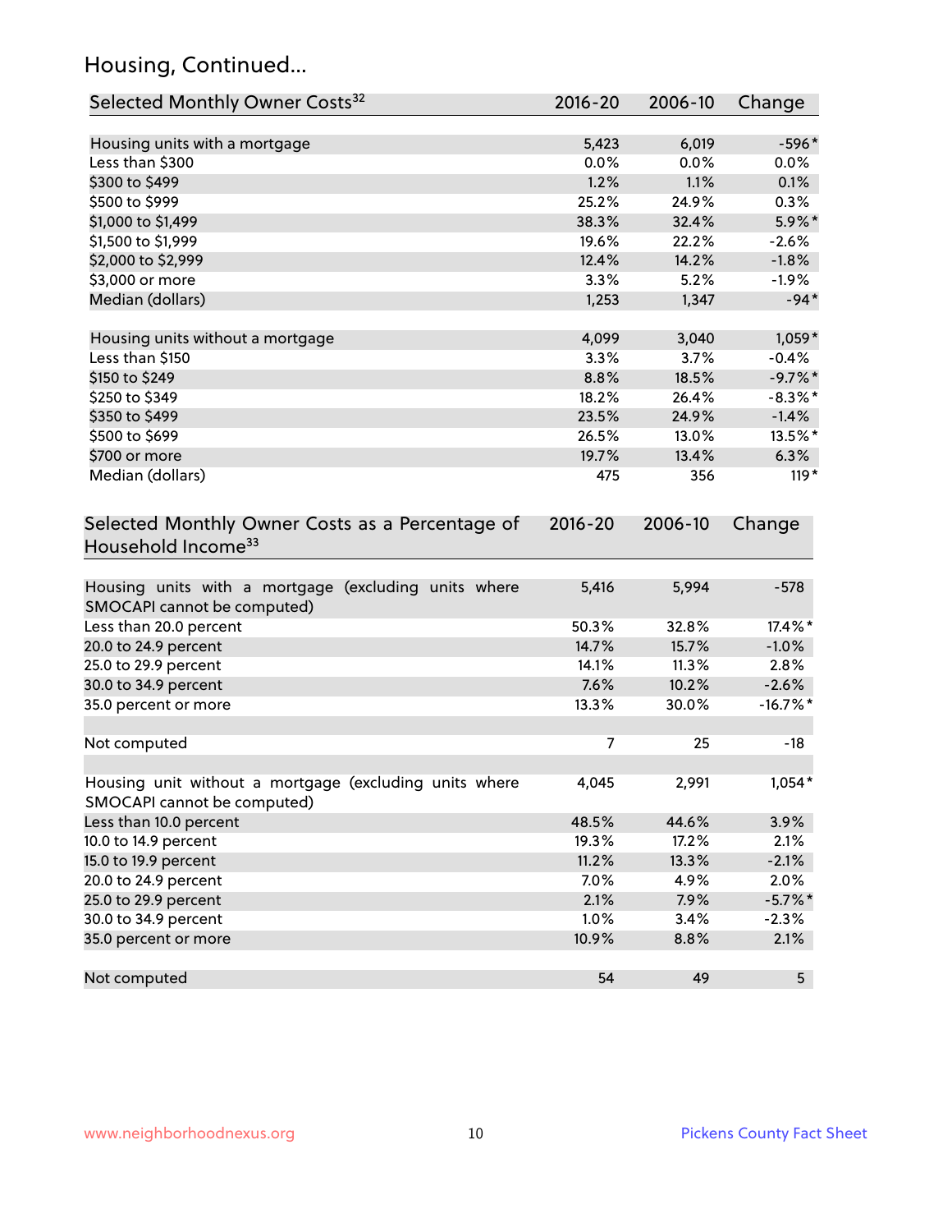## Housing, Continued...

| Selected Monthly Owner Costs[32] | 2016-20 | 2006-10 | Change |
|---|---|---|---|
| Housing units with a mortgage | 5,423 | 6,019 | -596* |
| Less than $300 | 0.0% | 0.0% | 0.0% |
| $300 to $499 | 1.2% | 1.1% | 0.1% |
| $500 to $999 | 25.2% | 24.9% | 0.3% |
| $1,000 to $1,499 | 38.3% | 32.4% | 5.9%* |
| $1,500 to $1,999 | 19.6% | 22.2% | -2.6% |
| $2,000 to $2,999 | 12.4% | 14.2% | -1.8% |
| $3,000 or more | 3.3% | 5.2% | -1.9% |
| Median (dollars) | 1,253 | 1,347 | -94* |
| | | | |
| Housing units without a mortgage | 4,099 | 3,040 | 1,059* |
| Less than $150 | 3.3% | 3.7% | -0.4% |
| $150 to $249 | 8.8% | 18.5% | -9.7%* |
| $250 to $349 | 18.2% | 26.4% | -8.3%* |
| $350 to $499 | 23.5% | 24.9% | -1.4% |
| $500 to $699 | 26.5% | 13.0% | 13.5%* |
| $700 or more | 19.7% | 13.4% | 6.3% |
| Median (dollars) | 475 | 356 | 119* |

| Selected Monthly Owner Costs as a Percentage of Household Income[33] | 2016-20 | 2006-10 | Change |
|---|---|---|---|
| Housing units with a mortgage (excluding units where SMOCAPI cannot be computed) | 5,416 | 5,994 | -578 |
| Less than 20.0 percent | 50.3% | 32.8% | 17.4%* |
| 20.0 to 24.9 percent | 14.7% | 15.7% | -1.0% |
| 25.0 to 29.9 percent | 14.1% | 11.3% | 2.8% |
| 30.0 to 34.9 percent | 7.6% | 10.2% | -2.6% |
| 35.0 percent or more | 13.3% | 30.0% | -16.7%* |
| | | | |
| Not computed | 7 | 25 | -18 |
| | | | |
| Housing unit without a mortgage (excluding units where SMOCAPI cannot be computed) | 4,045 | 2,991 | 1,054* |
| Less than 10.0 percent | 48.5% | 44.6% | 3.9% |
| 10.0 to 14.9 percent | 19.3% | 17.2% | 2.1% |
| 15.0 to 19.9 percent | 11.2% | 13.3% | -2.1% |
| 20.0 to 24.9 percent | 7.0% | 4.9% | 2.0% |
| 25.0 to 29.9 percent | 2.1% | 7.9% | -5.7%* |
| 30.0 to 34.9 percent | 1.0% | 3.4% | -2.3% |
| 35.0 percent or more | 10.9% | 8.8% | 2.1% |
| | | | |
| Not computed | 54 | 49 | 5 |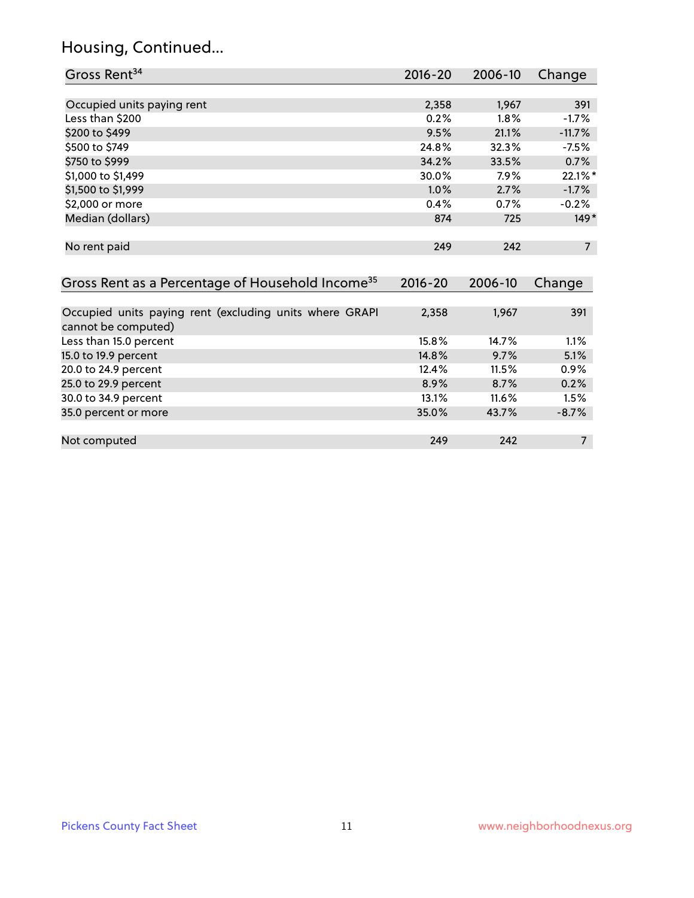# Housing, Continued...

| Gross Rent[34] | 2016-20 | 2006-10 | Change |
|---|---|---|---|
| Occupied units paying rent | 2,358 | 1,967 | 391 |
| Less than $200 | 0.2% | 1.8% | -1.7% |
| $200 to $499 | 9.5% | 21.1% | -11.7% |
| $500 to $749 | 24.8% | 32.3% | -7.5% |
| $750 to $999 | 34.2% | 33.5% | 0.7% |
| $1,000 to $1,499 | 30.0% | 7.9% | 22.1%* |
| $1,500 to $1,999 | 1.0% | 2.7% | -1.7% |
| $2,000 or more | 0.4% | 0.7% | -0.2% |
| Median (dollars) | 874 | 725 | 149* |
| No rent paid | 249 | 242 | 7 |

| Gross Rent as a Percentage of Household Income[35] | 2016-20 | 2006-10 | Change |
|---|---|---|---|
| Occupied units paying rent (excluding units where GRAPI cannot be computed) | 2,358 | 1,967 | 391 |
| Less than 15.0 percent | 15.8% | 14.7% | 1.1% |
| 15.0 to 19.9 percent | 14.8% | 9.7% | 5.1% |
| 20.0 to 24.9 percent | 12.4% | 11.5% | 0.9% |
| 25.0 to 29.9 percent | 8.9% | 8.7% | 0.2% |
| 30.0 to 34.9 percent | 13.1% | 11.6% | 1.5% |
| 35.0 percent or more | 35.0% | 43.7% | -8.7% |
| Not computed | 249 | 242 | 7 |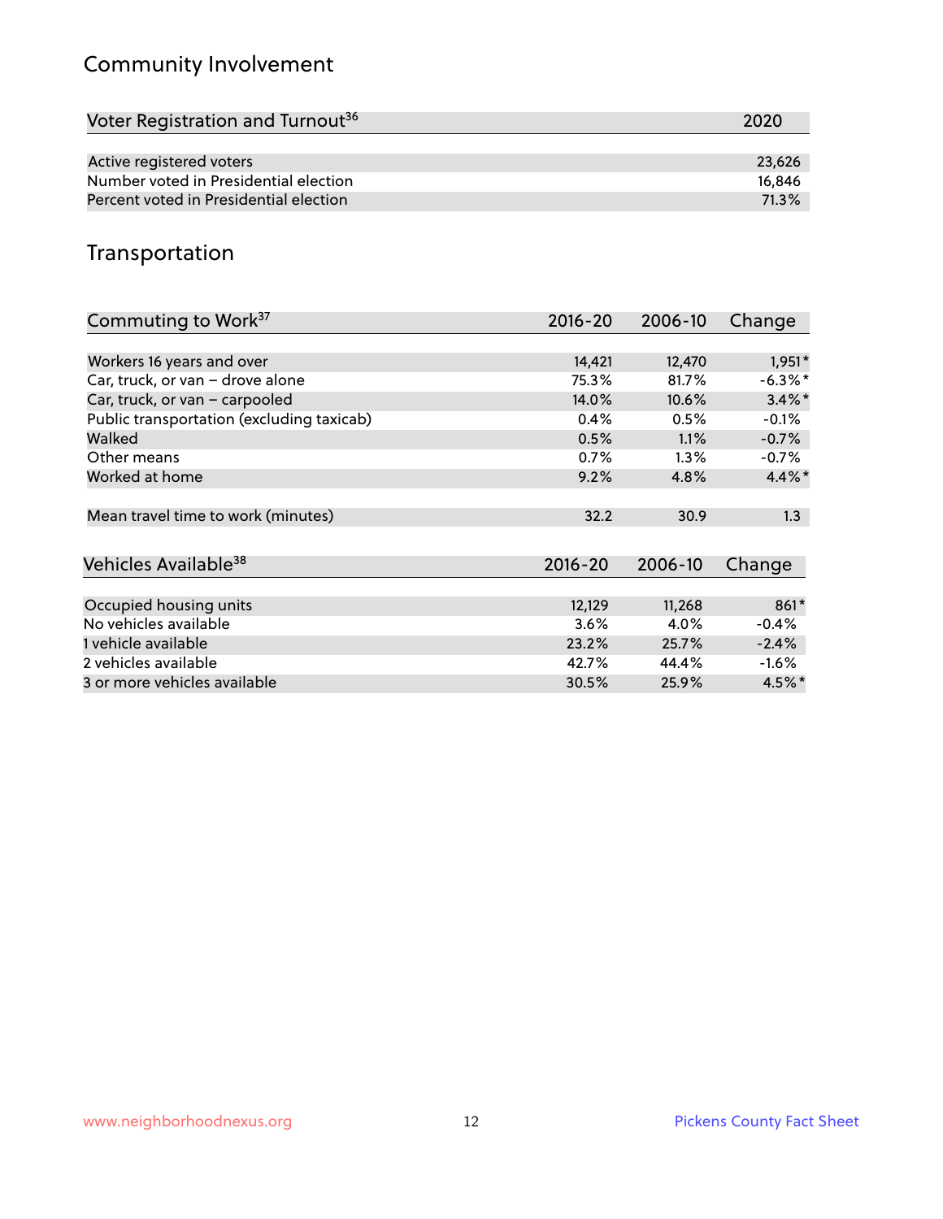## Community Involvement

| Voter Registration and Turnout[36] | 2020 |
|---|---|
| Active registered voters | 23,626 |
| Number voted in Presidential election | 16,846 |
| Percent voted in Presidential election | 71.3% |

## Transportation

| Commuting to Work[37] | 2016-20 | 2006-10 | Change |
|---|---|---|---|
| Workers 16 years and over | 14,421 | 12,470 | 1,951* |
| Car, truck, or van – drove alone | 75.3% | 81.7% | -6.3%* |
| Car, truck, or van – carpooled | 14.0% | 10.6% | 3.4%* |
| Public transportation (excluding taxicab) | 0.4% | 0.5% | -0.1% |
| Walked | 0.5% | 1.1% | -0.7% |
| Other means | 0.7% | 1.3% | -0.7% |
| Worked at home | 9.2% | 4.8% | 4.4%* |
| Mean travel time to work (minutes) | 32.2 | 30.9 | 1.3 |

| Vehicles Available[38] | 2016-20 | 2006-10 | Change |
|---|---|---|---|
| Occupied housing units | 12,129 | 11,268 | 861* |
| No vehicles available | 3.6% | 4.0% | -0.4% |
| 1 vehicle available | 23.2% | 25.7% | -2.4% |
| 2 vehicles available | 42.7% | 44.4% | -1.6% |
| 3 or more vehicles available | 30.5% | 25.9% | 4.5%* |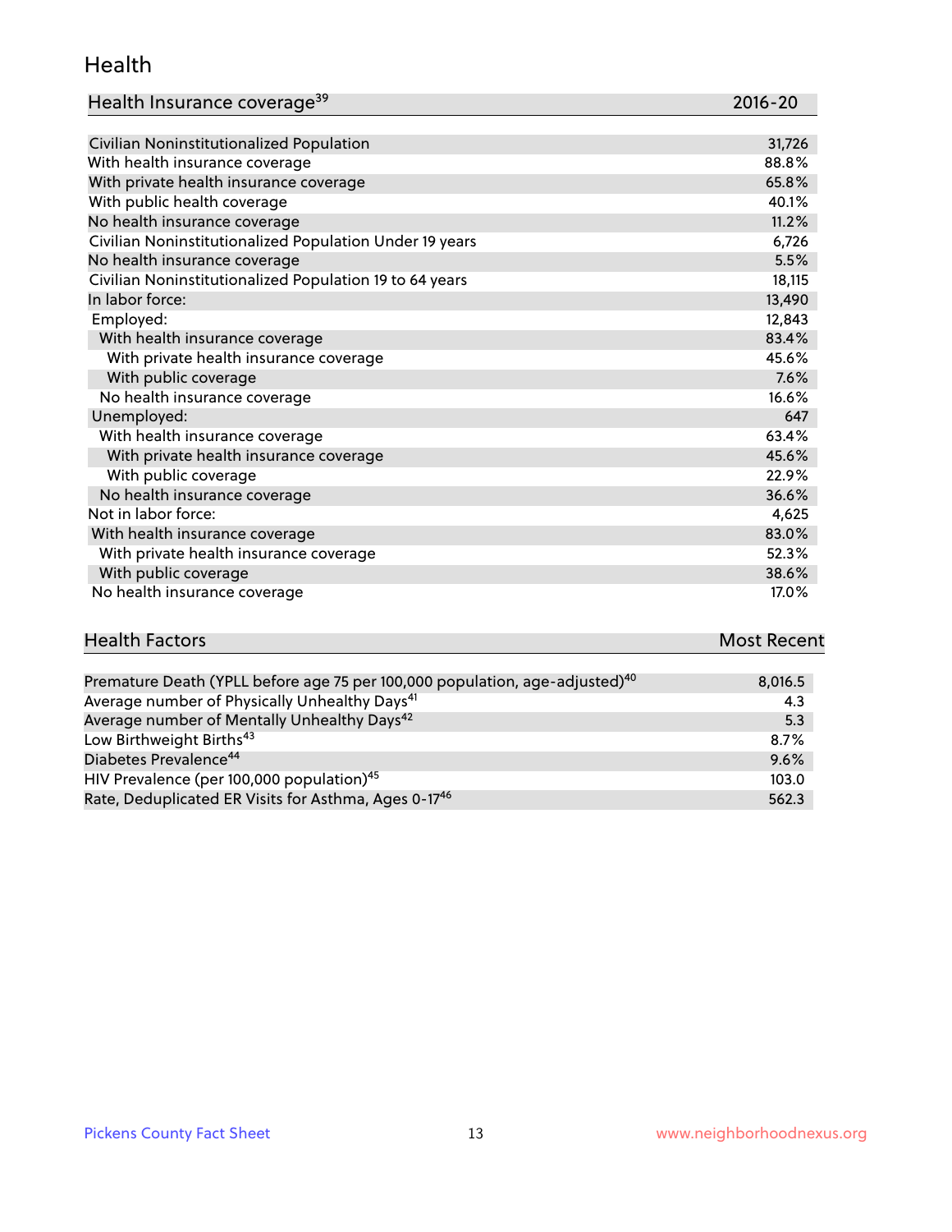## Health

| Health Insurance coverage[39] | 2016-20 |
|---|---|
| Civilian Noninstitutionalized Population | 31,726 |
| With health insurance coverage | 88.8% |
| With private health insurance coverage | 65.8% |
| With public health coverage | 40.1% |
| No health insurance coverage | 11.2% |
| Civilian Noninstitutionalized Population Under 19 years | 6,726 |
| No health insurance coverage | 5.5% |
| Civilian Noninstitutionalized Population 19 to 64 years | 18,115 |
| In labor force: | 13,490 |
| Employed: | 12,843 |
| With health insurance coverage | 83.4% |
| With private health insurance coverage | 45.6% |
| With public coverage | 7.6% |
| No health insurance coverage | 16.6% |
| Unemployed: | 647 |
| With health insurance coverage | 63.4% |
| With private health insurance coverage | 45.6% |
| With public coverage | 22.9% |
| No health insurance coverage | 36.6% |
| Not in labor force: | 4,625 |
| With health insurance coverage | 83.0% |
| With private health insurance coverage | 52.3% |
| With public coverage | 38.6% |
| No health insurance coverage | 17.0% |

| Health Factors | Most Recent |
|---|---|
| Premature Death (YPLL before age 75 per 100,000 population, age-adjusted)[40] | 8,016.5 |
| Average number of Physically Unhealthy Days[41] | 4.3 |
| Average number of Mentally Unhealthy Days[42] | 5.3 |
| Low Birthweight Births[43] | 8.7% |
| Diabetes Prevalence[44] | 9.6% |
| HIV Prevalence (per 100,000 population)[45] | 103.0 |
| Rate, Deduplicated ER Visits for Asthma, Ages 0-17[46] | 562.3 |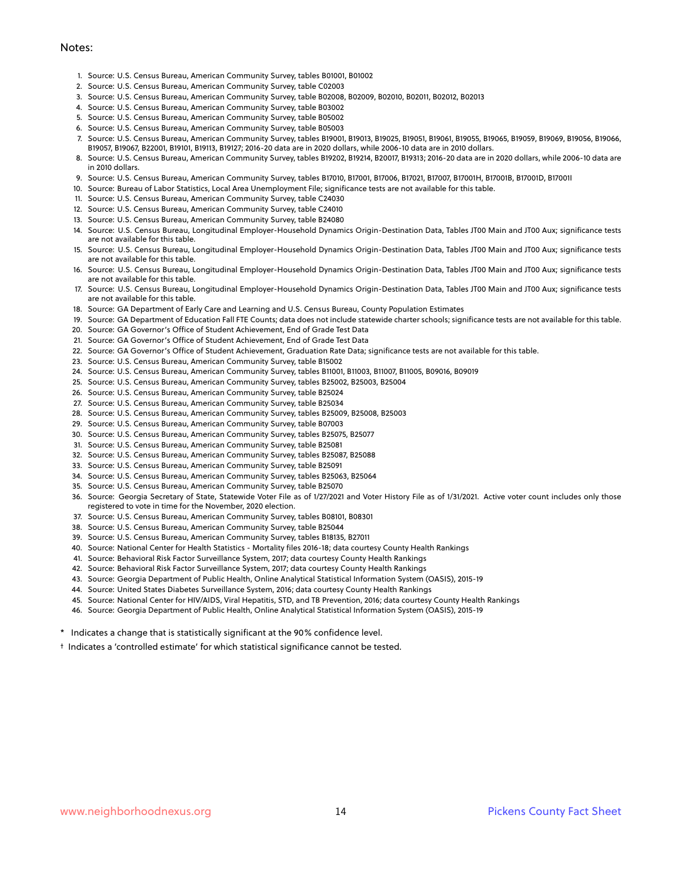Notes:

1. Source: U.S. Census Bureau, American Community Survey, tables B01001, B01002
2. Source: U.S. Census Bureau, American Community Survey, table C02003
3. Source: U.S. Census Bureau, American Community Survey, table B02008, B02009, B02010, B02011, B02012, B02013
4. Source: U.S. Census Bureau, American Community Survey, table B03002
5. Source: U.S. Census Bureau, American Community Survey, table B05002
6. Source: U.S. Census Bureau, American Community Survey, table B05003
7. Source: U.S. Census Bureau, American Community Survey, tables B19001, B19013, B19025, B19051, B19061, B19055, B19065, B19059, B19069, B19056, B19066, B19057, B19067, B22001, B19101, B19113, B19127; 2016-20 data are in 2020 dollars, while 2006-10 data are in 2010 dollars.
8. Source: U.S. Census Bureau, American Community Survey, tables B19202, B19214, B20017, B19313; 2016-20 data are in 2020 dollars, while 2006-10 data are in 2010 dollars.
9. Source: U.S. Census Bureau, American Community Survey, tables B17010, B17001, B17006, B17021, B17007, B17001H, B17001B, B17001D, B17001I
10. Source: Bureau of Labor Statistics, Local Area Unemployment File; significance tests are not available for this table.
11. Source: U.S. Census Bureau, American Community Survey, table C24030
12. Source: U.S. Census Bureau, American Community Survey, table C24010
13. Source: U.S. Census Bureau, American Community Survey, table B24080
14. Source: U.S. Census Bureau, Longitudinal Employer-Household Dynamics Origin-Destination Data, Tables JT00 Main and JT00 Aux; significance tests are not available for this table.
15. Source: U.S. Census Bureau, Longitudinal Employer-Household Dynamics Origin-Destination Data, Tables JT00 Main and JT00 Aux; significance tests are not available for this table.
16. Source: U.S. Census Bureau, Longitudinal Employer-Household Dynamics Origin-Destination Data, Tables JT00 Main and JT00 Aux; significance tests are not available for this table.
17. Source: U.S. Census Bureau, Longitudinal Employer-Household Dynamics Origin-Destination Data, Tables JT00 Main and JT00 Aux; significance tests are not available for this table.
18. Source: GA Department of Early Care and Learning and U.S. Census Bureau, County Population Estimates
19. Source: GA Department of Education Fall FTE Counts; data does not include statewide charter schools; significance tests are not available for this table.
20. Source: GA Governor's Office of Student Achievement, End of Grade Test Data
21. Source: GA Governor's Office of Student Achievement, End of Grade Test Data
22. Source: GA Governor's Office of Student Achievement, Graduation Rate Data; significance tests are not available for this table.
23. Source: U.S. Census Bureau, American Community Survey, table B15002
24. Source: U.S. Census Bureau, American Community Survey, tables B11001, B11003, B11007, B11005, B09016, B09019
25. Source: U.S. Census Bureau, American Community Survey, tables B25002, B25003, B25004
26. Source: U.S. Census Bureau, American Community Survey, table B25024
27. Source: U.S. Census Bureau, American Community Survey, table B25034
28. Source: U.S. Census Bureau, American Community Survey, tables B25009, B25008, B25003
29. Source: U.S. Census Bureau, American Community Survey, table B07003
30. Source: U.S. Census Bureau, American Community Survey, tables B25075, B25077
31. Source: U.S. Census Bureau, American Community Survey, table B25081
32. Source: U.S. Census Bureau, American Community Survey, tables B25087, B25088
33. Source: U.S. Census Bureau, American Community Survey, table B25091
34. Source: U.S. Census Bureau, American Community Survey, tables B25063, B25064
35. Source: U.S. Census Bureau, American Community Survey, table B25070
36. Source: Georgia Secretary of State, Statewide Voter File as of 1/27/2021 and Voter History File as of 1/31/2021. Active voter count includes only those registered to vote in time for the November, 2020 election.
37. Source: U.S. Census Bureau, American Community Survey, tables B08101, B08301
38. Source: U.S. Census Bureau, American Community Survey, table B25044
39. Source: U.S. Census Bureau, American Community Survey, tables B18135, B27011
40. Source: National Center for Health Statistics - Mortality files 2016-18; data courtesy County Health Rankings
41. Source: Behavioral Risk Factor Surveillance System, 2017; data courtesy County Health Rankings
42. Source: Behavioral Risk Factor Surveillance System, 2017; data courtesy County Health Rankings
43. Source: Georgia Department of Public Health, Online Analytical Statistical Information System (OASIS), 2015-19
44. Source: United States Diabetes Surveillance System, 2016; data courtesy County Health Rankings
45. Source: National Center for HIV/AIDS, Viral Hepatitis, STD, and TB Prevention, 2016; data courtesy County Health Rankings
46. Source: Georgia Department of Public Health, Online Analytical Statistical Information System (OASIS), 2015-19

\* Indicates a change that is statistically significant at the 90% confidence level.

† Indicates a 'controlled estimate' for which statistical significance cannot be tested.